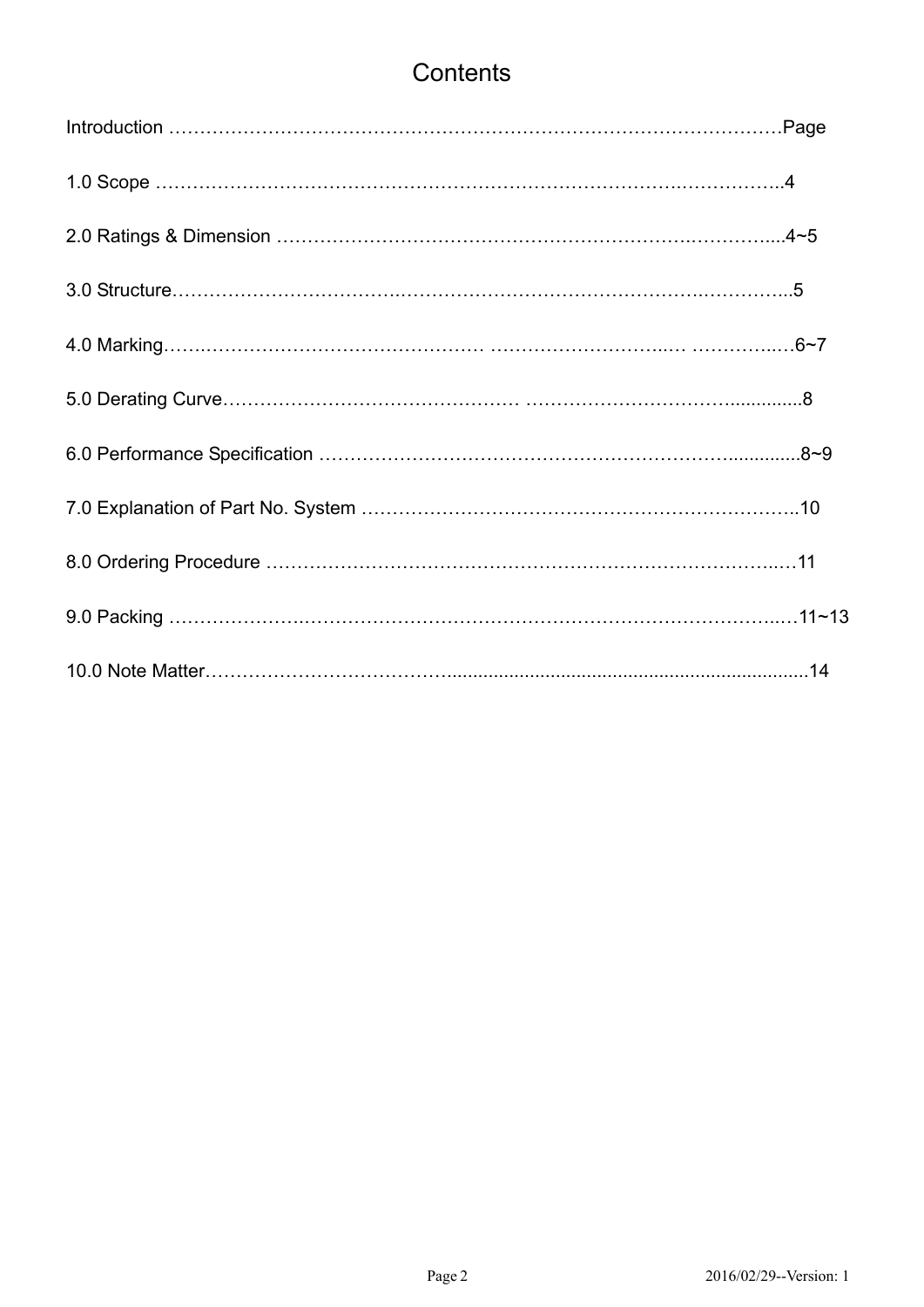# Contents

Introduction ……………………………………………………………………………………………Page

1.0 Scope ……………………………………………………………………………………………..4

2.0 Ratings & Dimension …………………………………………………………………………....4~5

3.0 Structure…………………………………………………………………………………………...5

4.0 Marking……………………………………………… ……………………………..… …………..…6~7

5.0 Derating Curve………………………………………… ……………………………..............8

6.0 Performance Specification ……………………………………………………………...............8~9

7.0 Explanation of Part No. System ……………………………………………………………….10

8.0 Ordering Procedure ………………………………………………………………………..…11

9.0 Packing ………………………………………………………………………………………..…11~13

10.0 Note Matter…………………………………......................................................................14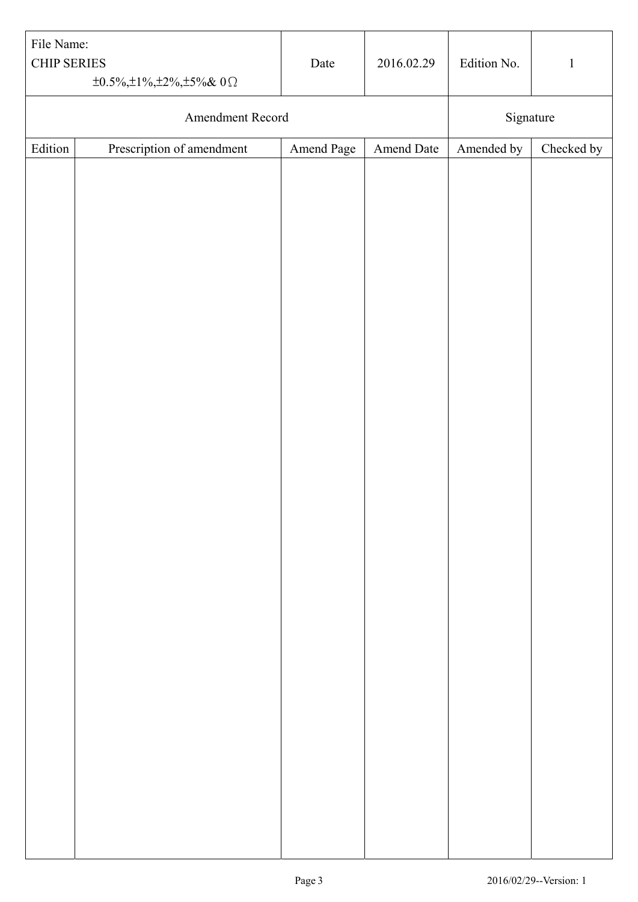| File Name: CHIP SERIES ±0.5%,±1%,±2%,±5%& 0Ω | | Date | 2016.02.29 | Edition No. | 1 |
|---|---|---|---|---|---|
| Amendment Record | | | | Signature | |
| Edition | Prescription of amendment | Amend Page | Amend Date | Amended by | Checked by |
| | | | | | |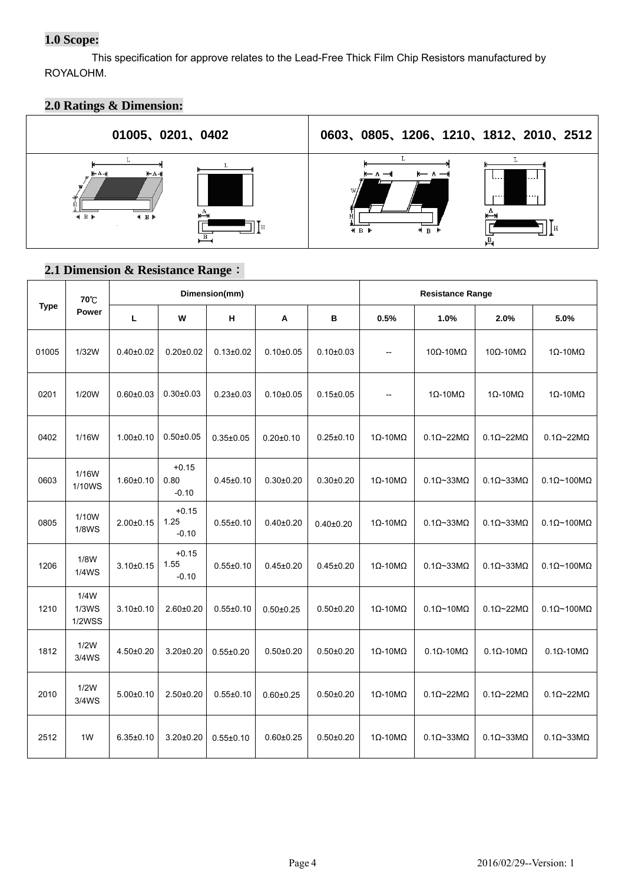## 1.0 Scope:

This specification for approve relates to the Lead-Free Thick Film Chip Resistors manufactured by ROYALOHM.

## 2.0 Ratings & Dimension:

| 01005、0201、0402 | 0603、0805、1206、1210、1812、2010、2512 |
|---|---|
| | |

## 2.1 Dimension & Resistance Range：

| Type | 70℃ Power | Dimension(mm) | | | | | Resistance Range | | | |
|---|---|---|---|---|---|---|---|---|---|---|
| | | L | W | H | A | B | 0.5% | 1.0% | 2.0% | 5.0% |
| 01005 | 1/32W | 0.40±0.02 | 0.20±0.02 | 0.13±0.02 | 0.10±0.05 | 0.10±0.03 | -- | 10Ω-10MΩ | 10Ω-10MΩ | 1Ω-10MΩ |
| 0201 | 1/20W | 0.60±0.03 | 0.30±0.03 | 0.23±0.03 | 0.10±0.05 | 0.15±0.05 | -- | 1Ω-10MΩ | 1Ω-10MΩ | 1Ω-10MΩ |
| 0402 | 1/16W | 1.00±0.10 | 0.50±0.05 | 0.35±0.05 | 0.20±0.10 | 0.25±0.10 | 1Ω-10MΩ | 0.1Ω~22MΩ | 0.1Ω~22MΩ | 0.1Ω~22MΩ |
| 0603 | 1/16W 1/10WS | 1.60±0.10 | 0.80 +0.15 -0.10 | 0.45±0.10 | 0.30±0.20 | 0.30±0.20 | 1Ω-10MΩ | 0.1Ω~33MΩ | 0.1Ω~33MΩ | 0.1Ω~100MΩ |
| 0805 | 1/10W 1/8WS | 2.00±0.15 | 1.25 +0.15 -0.10 | 0.55±0.10 | 0.40±0.20 | 0.40±0.20 | 1Ω-10MΩ | 0.1Ω~33MΩ | 0.1Ω~33MΩ | 0.1Ω~100MΩ |
| 1206 | 1/8W 1/4WS | 3.10±0.15 | 1.55 +0.15 -0.10 | 0.55±0.10 | 0.45±0.20 | 0.45±0.20 | 1Ω-10MΩ | 0.1Ω~33MΩ | 0.1Ω~33MΩ | 0.1Ω~100MΩ |
| 1210 | 1/4W 1/3WS 1/2WSS | 3.10±0.10 | 2.60±0.20 | 0.55±0.10 | 0.50±0.25 | 0.50±0.20 | 1Ω-10MΩ | 0.1Ω~10MΩ | 0.1Ω~22MΩ | 0.1Ω~100MΩ |
| 1812 | 1/2W 3/4WS | 4.50±0.20 | 3.20±0.20 | 0.55±0.20 | 0.50±0.20 | 0.50±0.20 | 1Ω-10MΩ | 0.1Ω-10MΩ | 0.1Ω-10MΩ | 0.1Ω-10MΩ |
| 2010 | 1/2W 3/4WS | 5.00±0.10 | 2.50±0.20 | 0.55±0.10 | 0.60±0.25 | 0.50±0.20 | 1Ω-10MΩ | 0.1Ω~22MΩ | 0.1Ω~22MΩ | 0.1Ω~22MΩ |
| 2512 | 1W | 6.35±0.10 | 3.20±0.20 | 0.55±0.10 | 0.60±0.25 | 0.50±0.20 | 1Ω-10MΩ | 0.1Ω~33MΩ | 0.1Ω~33MΩ | 0.1Ω~33MΩ |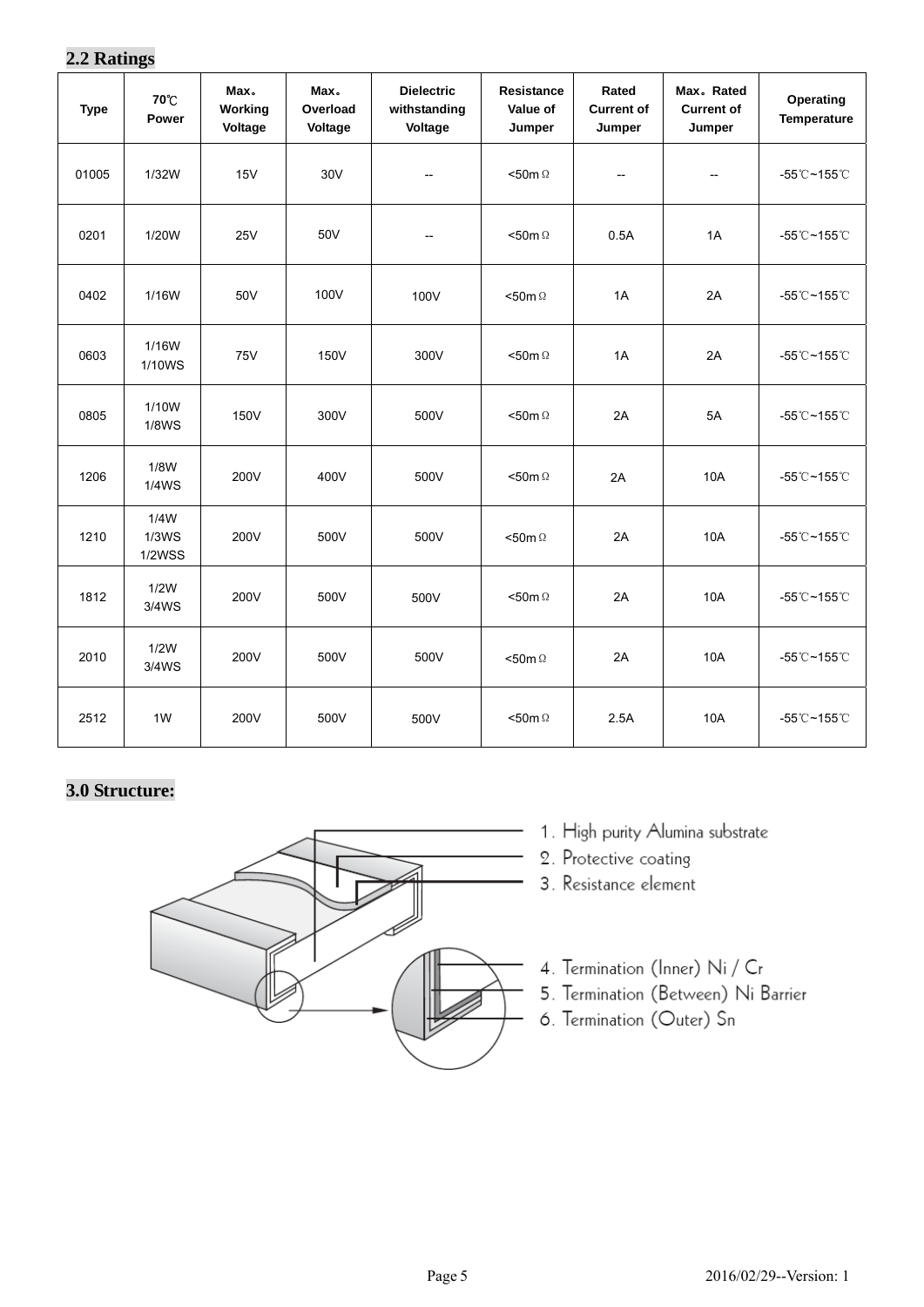## 2.2 Ratings

| Type | 70℃ Power | Max。Working Voltage | Max。Overload Voltage | Dielectric withstanding Voltage | Resistance Value of Jumper | Rated Current of Jumper | Max。Rated Current of Jumper | Operating Temperature |
|---|---|---|---|---|---|---|---|---|
| 01005 | 1/32W | 15V | 30V | -- | <50mΩ | -- | -- | -55℃~155℃ |
| 0201 | 1/20W | 25V | 50V | -- | <50mΩ | 0.5A | 1A | -55℃~155℃ |
| 0402 | 1/16W | 50V | 100V | 100V | <50mΩ | 1A | 2A | -55℃~155℃ |
| 0603 | 1/16W 1/10WS | 75V | 150V | 300V | <50mΩ | 1A | 2A | -55℃~155℃ |
| 0805 | 1/10W 1/8WS | 150V | 300V | 500V | <50mΩ | 2A | 5A | -55℃~155℃ |
| 1206 | 1/8W 1/4WS | 200V | 400V | 500V | <50mΩ | 2A | 10A | -55℃~155℃ |
| 1210 | 1/4W 1/3WS 1/2WSS | 200V | 500V | 500V | <50mΩ | 2A | 10A | -55℃~155℃ |
| 1812 | 1/2W 3/4WS | 200V | 500V | 500V | <50mΩ | 2A | 10A | -55℃~155℃ |
| 2010 | 1/2W 3/4WS | 200V | 500V | 500V | <50mΩ | 2A | 10A | -55℃~155℃ |
| 2512 | 1W | 200V | 500V | 500V | <50mΩ | 2.5A | 10A | -55℃~155℃ |

## 3.0 Structure:

1. High purity Alumina substrate
2. Protective coating
3. Resistance element
4. Termination (Inner) Ni / Cr
5. Termination (Between) Ni Barrier
6. Termination (Outer) Sn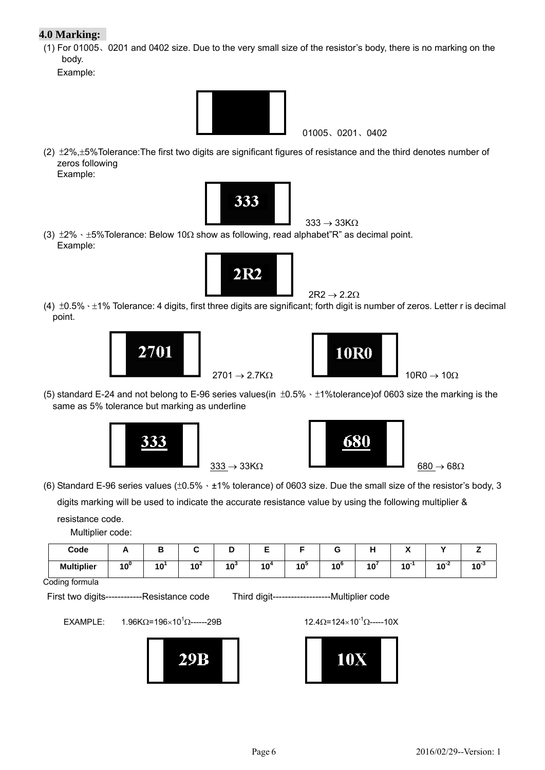## 4.0 Marking:

(1) For 01005、0201 and 0402 size. Due to the very small size of the resistor's body, there is no marking on the body.

Example:

01005、0201、0402

(2) ±2%,±5%Tolerance:The first two digits are significant figures of resistance and the third denotes number of zeros following

Example:

333

333 → 33KΩ

(3) ±2%、±5%Tolerance: Below 10Ω show as following, read alphabet"R" as decimal point.

Example:

2R2

2R2 → 2.2Ω

(4) ±0.5%、±1% Tolerance: 4 digits, first three digits are significant; forth digit is number of zeros. Letter r is decimal point.

2701

2701 → 2.7KΩ

10R0

10R0 → 10Ω

(5) standard E-24 and not belong to E-96 series values(in ±0.5%、±1%tolerance)of 0603 size the marking is the same as 5% tolerance but marking as underline

333

333 → 33KΩ

680

680 → 68Ω

(6) Standard E-96 series values (±0.5%、±1% tolerance) of 0603 size. Due the small size of the resistor's body, 3 digits marking will be used to indicate the accurate resistance value by using the following multiplier & resistance code.

Multiplier code:

| Code | A | B | C | D | E | F | G | H | X | Y | Z |
|---|---|---|---|---|---|---|---|---|---|---|---|
| Multiplier | $10^0$ | $10^1$ | $10^2$ | $10^3$ | $10^4$ | $10^5$ | $10^6$ | $10^7$ | $10^{-1}$ | $10^{-2}$ | $10^{-3}$ |

Coding formula

First two digits------------Resistance code    Third digit-------------------Multiplier code

EXAMPLE:  1.96KΩ=196×$10^1$Ω------29B    12.4Ω=124×$10^{-1}$Ω-----10X

29B

10X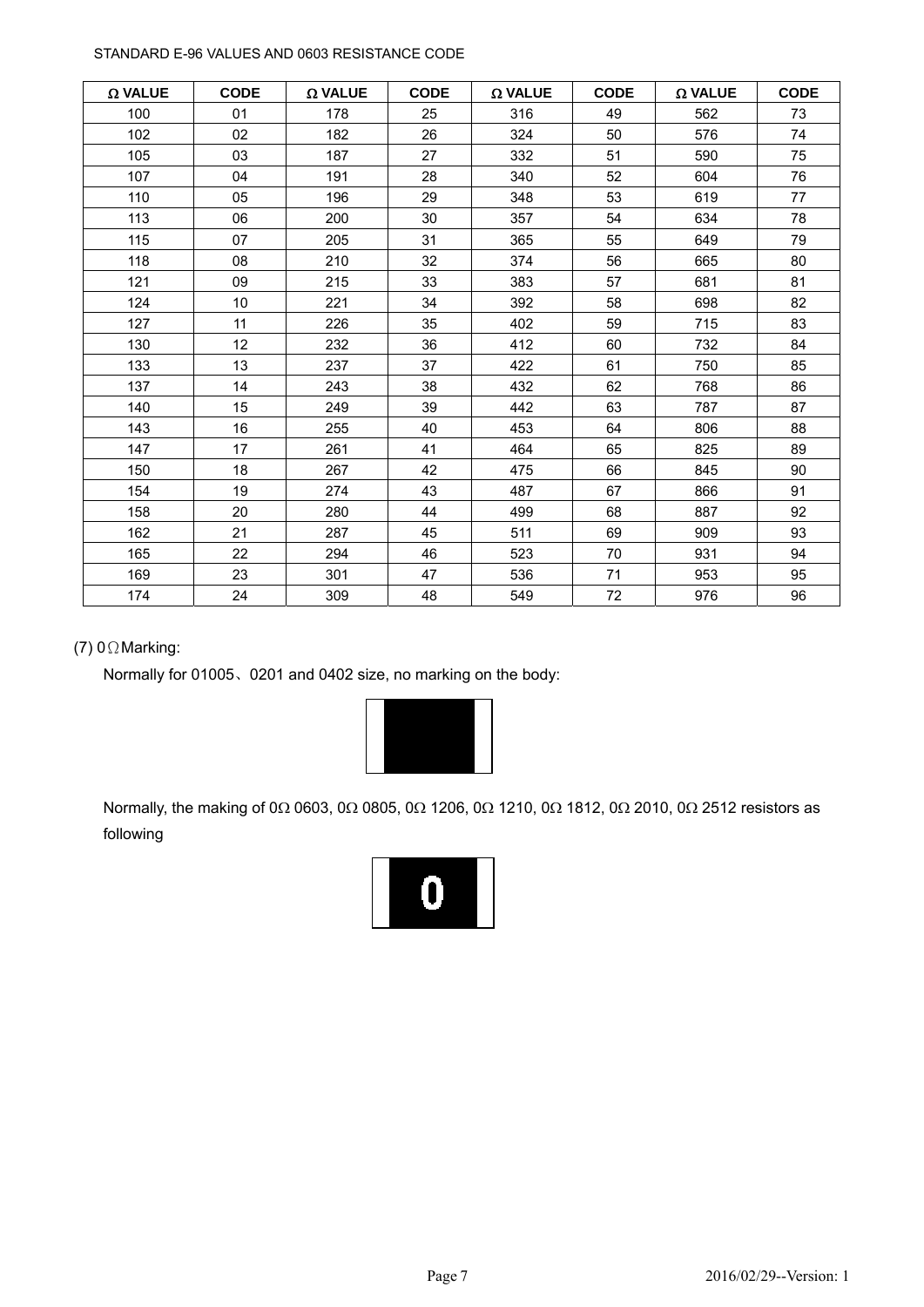STANDARD E-96 VALUES AND 0603 RESISTANCE CODE

| Ω VALUE | CODE | Ω VALUE | CODE | Ω VALUE | CODE | Ω VALUE | CODE |
|---|---|---|---|---|---|---|---|
| 100 | 01 | 178 | 25 | 316 | 49 | 562 | 73 |
| 102 | 02 | 182 | 26 | 324 | 50 | 576 | 74 |
| 105 | 03 | 187 | 27 | 332 | 51 | 590 | 75 |
| 107 | 04 | 191 | 28 | 340 | 52 | 604 | 76 |
| 110 | 05 | 196 | 29 | 348 | 53 | 619 | 77 |
| 113 | 06 | 200 | 30 | 357 | 54 | 634 | 78 |
| 115 | 07 | 205 | 31 | 365 | 55 | 649 | 79 |
| 118 | 08 | 210 | 32 | 374 | 56 | 665 | 80 |
| 121 | 09 | 215 | 33 | 383 | 57 | 681 | 81 |
| 124 | 10 | 221 | 34 | 392 | 58 | 698 | 82 |
| 127 | 11 | 226 | 35 | 402 | 59 | 715 | 83 |
| 130 | 12 | 232 | 36 | 412 | 60 | 732 | 84 |
| 133 | 13 | 237 | 37 | 422 | 61 | 750 | 85 |
| 137 | 14 | 243 | 38 | 432 | 62 | 768 | 86 |
| 140 | 15 | 249 | 39 | 442 | 63 | 787 | 87 |
| 143 | 16 | 255 | 40 | 453 | 64 | 806 | 88 |
| 147 | 17 | 261 | 41 | 464 | 65 | 825 | 89 |
| 150 | 18 | 267 | 42 | 475 | 66 | 845 | 90 |
| 154 | 19 | 274 | 43 | 487 | 67 | 866 | 91 |
| 158 | 20 | 280 | 44 | 499 | 68 | 887 | 92 |
| 162 | 21 | 287 | 45 | 511 | 69 | 909 | 93 |
| 165 | 22 | 294 | 46 | 523 | 70 | 931 | 94 |
| 169 | 23 | 301 | 47 | 536 | 71 | 953 | 95 |
| 174 | 24 | 309 | 48 | 549 | 72 | 976 | 96 |

(7) 0Ω Marking:

Normally for 01005、0201 and 0402 size, no marking on the body:

Normally, the making of 0Ω 0603, 0Ω 0805, 0Ω 1206, 0Ω 1210, 0Ω 1812, 0Ω 2010, 0Ω 2512 resistors as following

0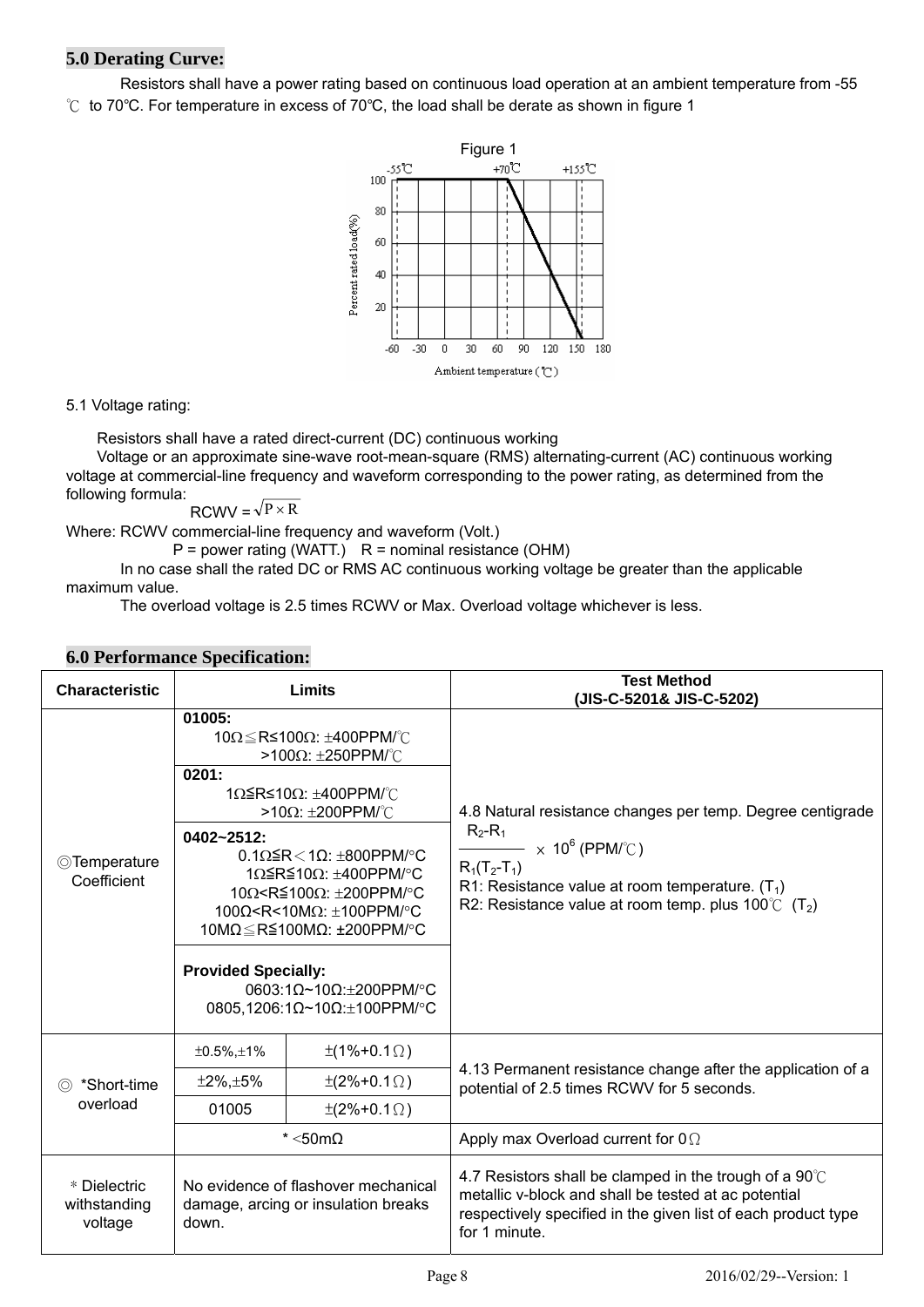## 5.0 Derating Curve:

Resistors shall have a power rating based on continuous load operation at an ambient temperature from -55 ℃ to 70℃. For temperature in excess of 70℃, the load shall be derate as shown in figure 1

Figure 1

5.1 Voltage rating:

Resistors shall have a rated direct-current (DC) continuous working Voltage or an approximate sine-wave root-mean-square (RMS) alternating-current (AC) continuous working voltage at commercial-line frequency and waveform corresponding to the power rating, as determined from the following formula:

$$RCWV = \sqrt{P \times R}$$

Where: RCWV commercial-line frequency and waveform (Volt.)

P = power rating (WATT.) R = nominal resistance (OHM)

In no case shall the rated DC or RMS AC continuous working voltage be greater than the applicable maximum value.

The overload voltage is 2.5 times RCWV or Max. Overload voltage whichever is less.

## 6.0 Performance Specification:

| Characteristic | Limits | | Test Method (JIS-C-5201& JIS-C-5202) |
|---|---|---|---|
| ◎Temperature Coefficient | **01005:** 10Ω≦R≤100Ω: ±400PPM/℃; >100Ω: ±250PPM/℃ | | 4.8 Natural resistance changes per temp. Degree centigrade $\frac{R_2-R_1}{R_1(T_2-T_1)} \times 10^6$ (PPM/℃) R1: Resistance value at room temperature. ($T_1$) R2: Resistance value at room temp. plus 100℃ ($T_2$) |
| | **0201:** 1Ω≦R≤10Ω: ±400PPM/℃; >10Ω: ±200PPM/℃ | | |
| | **0402~2512:** 0.1Ω≦R＜1Ω: ±800PPM/°C; 1Ω≦R≦10Ω: ±400PPM/°C; 10Ω<R≦100Ω: ±200PPM/°C; 100Ω<R<10MΩ: ±100PPM/°C; 10MΩ≦R≦100MΩ: ±200PPM/°C | | |
| | **Provided Specially:** 0603:1Ω~10Ω:±200PPM/°C; 0805,1206:1Ω~10Ω:±100PPM/°C | | |
| ◎ *Short-time overload | ±0.5%,±1% | ±(1%+0.1Ω) | 4.13 Permanent resistance change after the application of a potential of 2.5 times RCWV for 5 seconds. |
| | ±2%,±5% | ±(2%+0.1Ω) | |
| | 01005 | ±(2%+0.1Ω) | |
| | * <50mΩ | | Apply max Overload current for 0Ω |
| * Dielectric withstanding voltage | No evidence of flashover mechanical damage, arcing or insulation breaks down. | | 4.7 Resistors shall be clamped in the trough of a 90℃ metallic v-block and shall be tested at ac potential respectively specified in the given list of each product type for 1 minute. |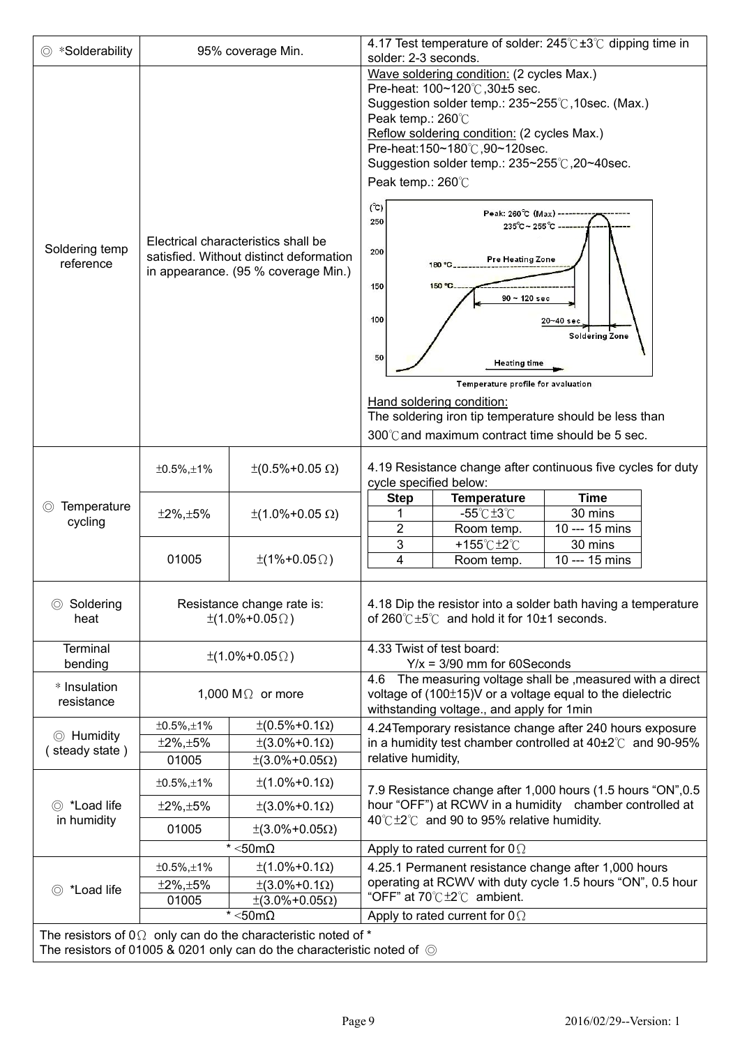| Item | Requirement | | Test method |
|---|---|---|---|
| ◎ *Solderability | 95% coverage Min. | | 4.17 Test temperature of solder: 245℃±3℃ dipping time in solder: 2-3 seconds. |
| Soldering temp reference | Electrical characteristics shall be satisfied. Without distinct deformation in appearance. (95 % coverage Min.) | | Wave soldering condition: (2 cycles Max.)<br>Pre-heat: 100~120℃,30±5 sec.<br>Suggestion solder temp.: 235~255℃,10sec. (Max.)<br>Peak temp.: 260℃<br>Reflow soldering condition: (2 cycles Max.)<br>Pre-heat:150~180℃,90~120sec.<br>Suggestion solder temp.: 235~255℃,20~40sec.<br>Peak temp.: 260℃<br>[Temperature profile for avaluation: Peak: 260℃ (Max); 235℃~255℃; Pre Heating Zone 150℃–180℃, 90 ~ 120 sec; Soldering Zone 20~40 sec; Heating time]<br>Hand soldering condition:<br>The soldering iron tip temperature should be less than 300℃and maximum contract time should be 5 sec. |
| ◎ Temperature cycling | ±0.5%,±1% | ±(0.5%+0.05 Ω) | 4.19 Resistance change after continuous five cycles for duty cycle specified below:<br>Step 1: -55℃±3℃, 30 mins<br>Step 2: Room temp., 10 --- 15 mins<br>Step 3: +155℃±2℃, 30 mins<br>Step 4: Room temp., 10 --- 15 mins |
| | ±2%,±5% | ±(1.0%+0.05 Ω) | |
| | 01005 | ±(1%+0.05Ω) | |
| ◎ Soldering heat | Resistance change rate is: ±(1.0%+0.05Ω) | | 4.18 Dip the resistor into a solder bath having a temperature of 260℃±5℃ and hold it for 10±1 seconds. |
| Terminal bending | ±(1.0%+0.05Ω) | | 4.33 Twist of test board:<br>Y/x = 3/90 mm for 60Seconds |
| * Insulation resistance | 1,000 MΩ or more | | 4.6 The measuring voltage shall be ,measured with a direct voltage of (100±15)V or a voltage equal to the dielectric withstanding voltage., and apply for 1min |
| ◎ Humidity ( steady state ) | ±0.5%,±1% | ±(0.5%+0.1Ω) | 4.24Temporary resistance change after 240 hours exposure in a humidity test chamber controlled at 40±2℃ and 90-95% relative humidity, |
| | ±2%,±5% | ±(3.0%+0.1Ω) | |
| | 01005 | ±(3.0%+0.05Ω) | |
| ◎ *Load life in humidity | ±0.5%,±1% | ±(1.0%+0.1Ω) | 7.9 Resistance change after 1,000 hours (1.5 hours "ON",0.5 hour "OFF") at RCWV in a humidity chamber controlled at 40℃±2℃ and 90 to 95% relative humidity. |
| | ±2%,±5% | ±(3.0%+0.1Ω) | |
| | 01005 | ±(3.0%+0.05Ω) | |
| | * <50mΩ | | Apply to rated current for 0Ω |
| ◎ *Load life | ±0.5%,±1% | ±(1.0%+0.1Ω) | 4.25.1 Permanent resistance change after 1,000 hours operating at RCWV with duty cycle 1.5 hours "ON", 0.5 hour "OFF" at 70℃±2℃ ambient. |
| | ±2%,±5% | ±(3.0%+0.1Ω) | |
| | 01005 | ±(3.0%+0.05Ω) | |
| | * <50mΩ | | Apply to rated current for 0Ω |

The resistors of 0Ω only can do the characteristic noted of *
The resistors of 01005 & 0201 only can do the characteristic noted of ◎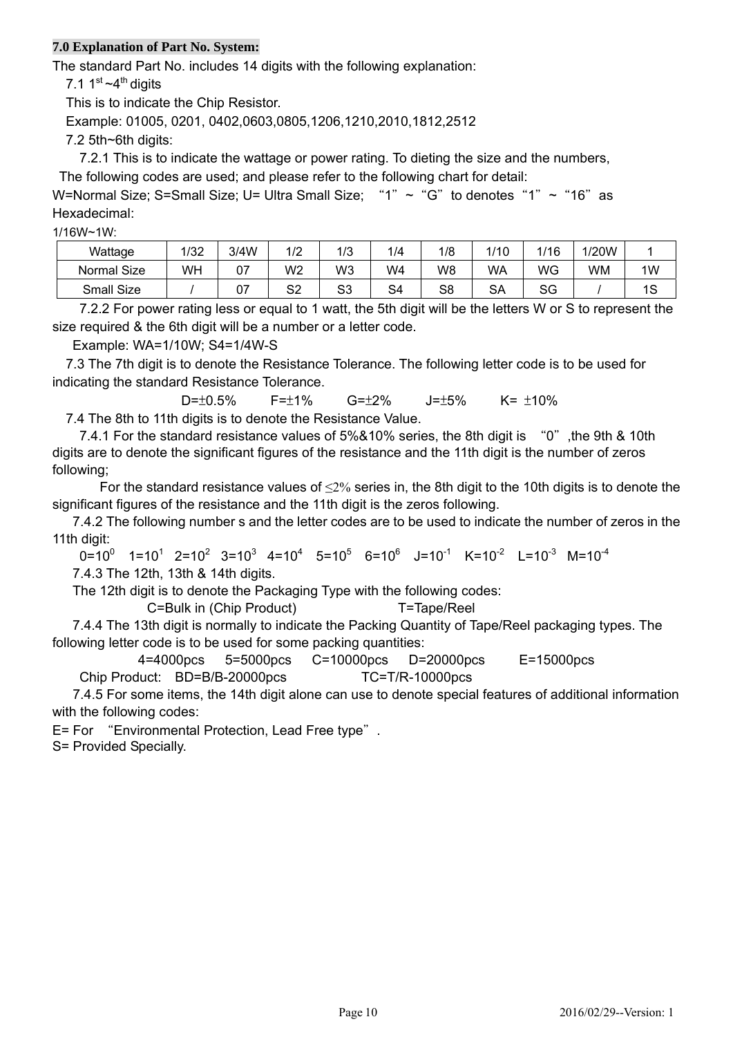**7.0 Explanation of Part No. System:**

The standard Part No. includes 14 digits with the following explanation:

7.1 1st ~4th digits

This is to indicate the Chip Resistor.

Example: 01005, 0201, 0402,0603,0805,1206,1210,2010,1812,2512

7.2 5th~6th digits:

7.2.1 This is to indicate the wattage or power rating. To dieting the size and the numbers, The following codes are used; and please refer to the following chart for detail:

W=Normal Size; S=Small Size; U= Ultra Small Size; "1" ~ "G" to denotes "1" ~ "16" as Hexadecimal:

1/16W~1W:

| Wattage | 1/32 | 3/4W | 1/2 | 1/3 | 1/4 | 1/8 | 1/10 | 1/16 | 1/20W | 1 |
|---|---|---|---|---|---|---|---|---|---|---|
| Normal Size | WH | 07 | W2 | W3 | W4 | W8 | WA | WG | WM | 1W |
| Small Size | / | 07 | S2 | S3 | S4 | S8 | SA | SG | / | 1S |

7.2.2 For power rating less or equal to 1 watt, the 5th digit will be the letters W or S to represent the size required & the 6th digit will be a number or a letter code.

Example: WA=1/10W; S4=1/4W-S

7.3 The 7th digit is to denote the Resistance Tolerance. The following letter code is to be used for indicating the standard Resistance Tolerance.

D=±0.5% F=±1% G=±2% J=±5% K= ±10%

7.4 The 8th to 11th digits is to denote the Resistance Value.

7.4.1 For the standard resistance values of 5%&10% series, the 8th digit is "0" ,the 9th & 10th digits are to denote the significant figures of the resistance and the 11th digit is the number of zeros following;

For the standard resistance values of ≤2% series in, the 8th digit to the 10th digits is to denote the significant figures of the resistance and the 11th digit is the zeros following.

7.4.2 The following number s and the letter codes are to be used to indicate the number of zeros in the 11th digit:

0=$10^0$ 1=$10^1$ 2=$10^2$ 3=$10^3$ 4=$10^4$ 5=$10^5$ 6=$10^6$ J=$10^{-1}$ K=$10^{-2}$ L=$10^{-3}$ M=$10^{-4}$

7.4.3 The 12th, 13th & 14th digits.

The 12th digit is to denote the Packaging Type with the following codes:

C=Bulk in (Chip Product) T=Tape/Reel

7.4.4 The 13th digit is normally to indicate the Packing Quantity of Tape/Reel packaging types. The following letter code is to be used for some packing quantities:

4=4000pcs 5=5000pcs C=10000pcs D=20000pcs E=15000pcs

Chip Product: BD=B/B-20000pcs TC=T/R-10000pcs

7.4.5 For some items, the 14th digit alone can use to denote special features of additional information with the following codes:

E= For "Environmental Protection, Lead Free type".

S= Provided Specially.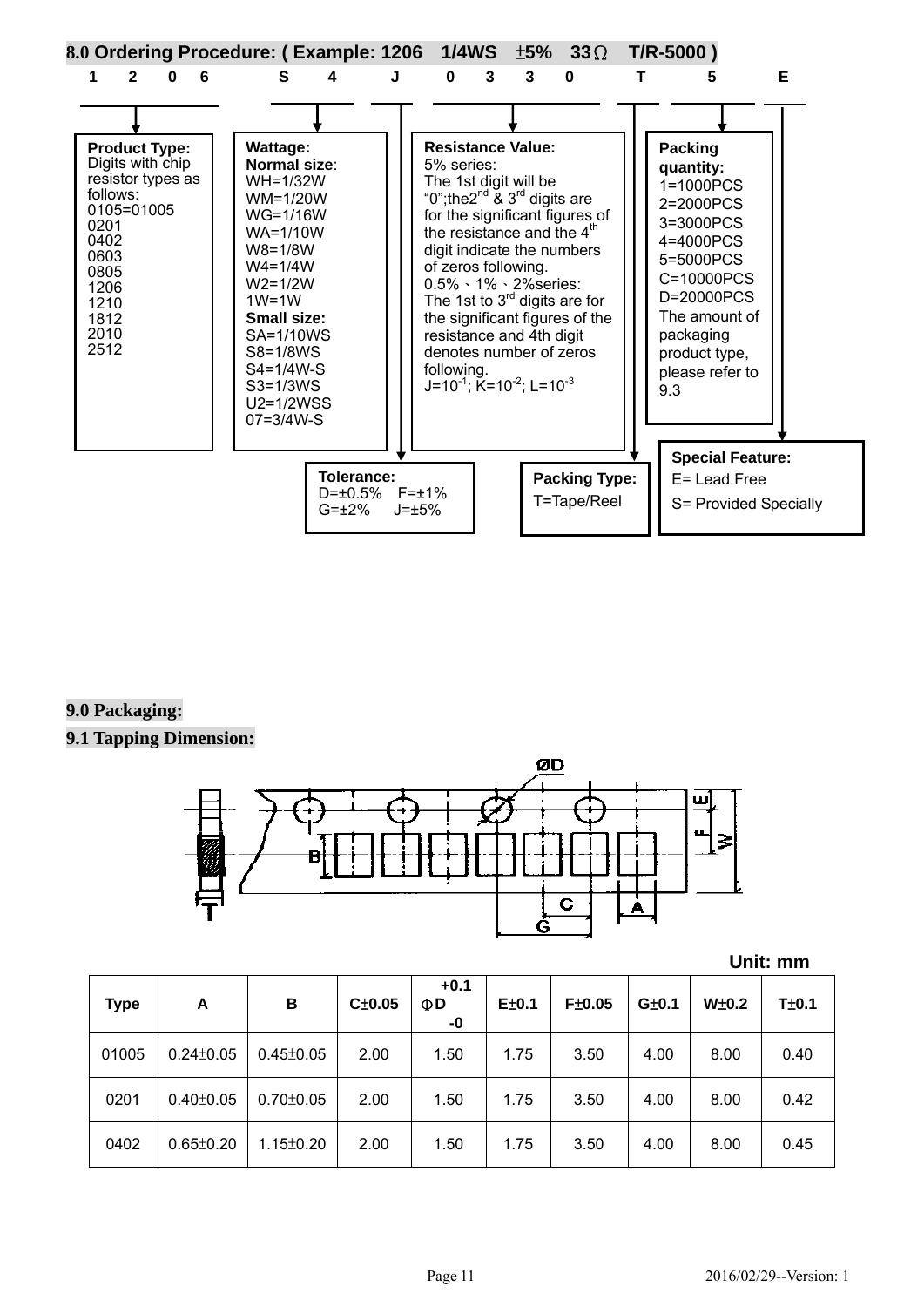## 8.0 Ordering Procedure: ( Example: 1206 1/4WS ±5% 33Ω T/R-5000 )

1 2 0 6 S 4 J 0 3 3 0 T 5 E

**Product Type:**
Digits with chip resistor types as follows:
0105=01005
0201
0402
0603
0805
1206
1210
1812
2010
2512

**Wattage:**
**Normal size**:
WH=1/32W
WM=1/20W
WG=1/16W
WA=1/10W
W8=1/8W
W4=1/4W
W2=1/2W
1W=1W
**Small size:**
SA=1/10WS
S8=1/8WS
S4=1/4W-S
S3=1/3WS
U2=1/2WSS
07=3/4W-S

**Tolerance:**
D=±0.5% F=±1%
G=±2% J=±5%

**Resistance Value:**
5% series:
The 1st digit will be "0";the 2nd & 3rd digits are for the significant figures of the resistance and the 4th digit indicate the numbers of zeros following.
0.5%、1%、2%series:
The 1st to 3rd digits are for the significant figures of the resistance and 4th digit denotes number of zeros following.
J=$10^{-1}$; K=$10^{-2}$; L=$10^{-3}$

**Packing Type:**
T=Tape/Reel

**Packing quantity:**
1=1000PCS
2=2000PCS
3=3000PCS
4=4000PCS
5=5000PCS
C=10000PCS
D=20000PCS
The amount of packaging product type, please refer to 9.3

**Special Feature:**
E= Lead Free
S= Provided Specially

## 9.0 Packaging:

### 9.1 Tapping Dimension:

Unit: mm

| Type | A | B | C±0.05 | ΦD +0.1 / -0 | E±0.1 | F±0.05 | G±0.1 | W±0.2 | T±0.1 |
|---|---|---|---|---|---|---|---|---|---|
| 01005 | 0.24±0.05 | 0.45±0.05 | 2.00 | 1.50 | 1.75 | 3.50 | 4.00 | 8.00 | 0.40 |
| 0201 | 0.40±0.05 | 0.70±0.05 | 2.00 | 1.50 | 1.75 | 3.50 | 4.00 | 8.00 | 0.42 |
| 0402 | 0.65±0.20 | 1.15±0.20 | 2.00 | 1.50 | 1.75 | 3.50 | 4.00 | 8.00 | 0.45 |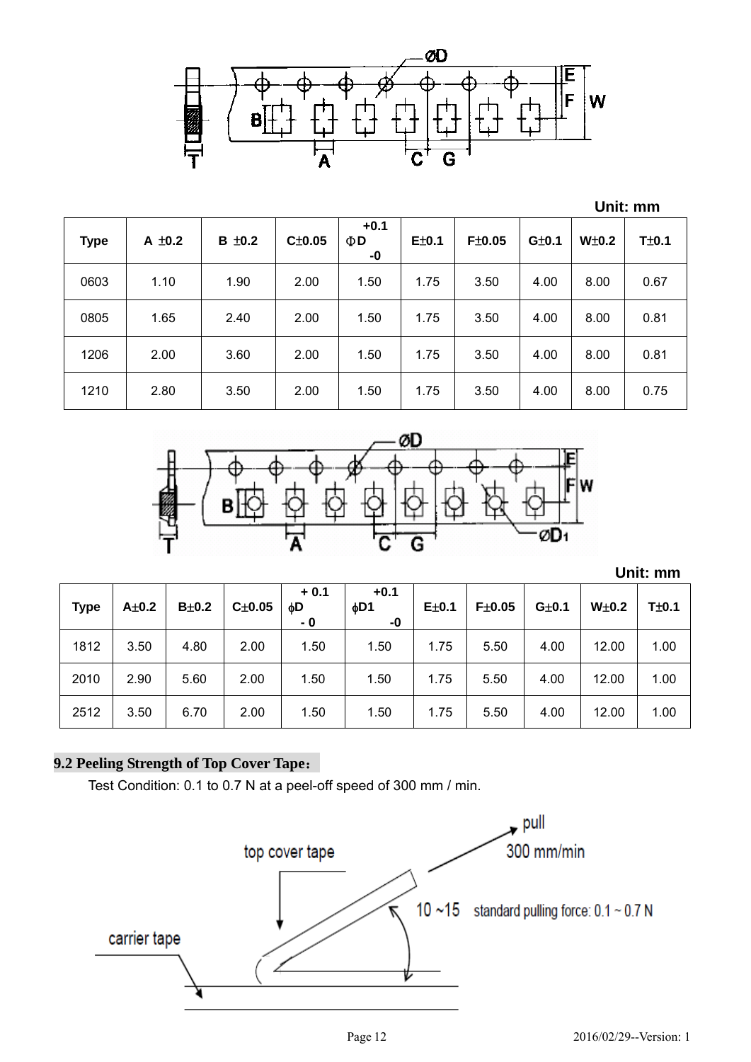Unit: mm

| Type | A ±0.2 | B ±0.2 | C±0.05 | ΦD +0.1 -0 | E±0.1 | F±0.05 | G±0.1 | W±0.2 | T±0.1 |
|---|---|---|---|---|---|---|---|---|---|
| 0603 | 1.10 | 1.90 | 2.00 | 1.50 | 1.75 | 3.50 | 4.00 | 8.00 | 0.67 |
| 0805 | 1.65 | 2.40 | 2.00 | 1.50 | 1.75 | 3.50 | 4.00 | 8.00 | 0.81 |
| 1206 | 2.00 | 3.60 | 2.00 | 1.50 | 1.75 | 3.50 | 4.00 | 8.00 | 0.81 |
| 1210 | 2.80 | 3.50 | 2.00 | 1.50 | 1.75 | 3.50 | 4.00 | 8.00 | 0.75 |

Unit: mm

| Type | A±0.2 | B±0.2 | C±0.05 | ϕD + 0.1 - 0 | ϕD1 +0.1 -0 | E±0.1 | F±0.05 | G±0.1 | W±0.2 | T±0.1 |
|---|---|---|---|---|---|---|---|---|---|---|
| 1812 | 3.50 | 4.80 | 2.00 | 1.50 | 1.50 | 1.75 | 5.50 | 4.00 | 12.00 | 1.00 |
| 2010 | 2.90 | 5.60 | 2.00 | 1.50 | 1.50 | 1.75 | 5.50 | 4.00 | 12.00 | 1.00 |
| 2512 | 3.50 | 6.70 | 2.00 | 1.50 | 1.50 | 1.75 | 5.50 | 4.00 | 12.00 | 1.00 |

## 9.2 Peeling Strength of Top Cover Tape：

Test Condition: 0.1 to 0.7 N at a peel-off speed of 300 mm / min.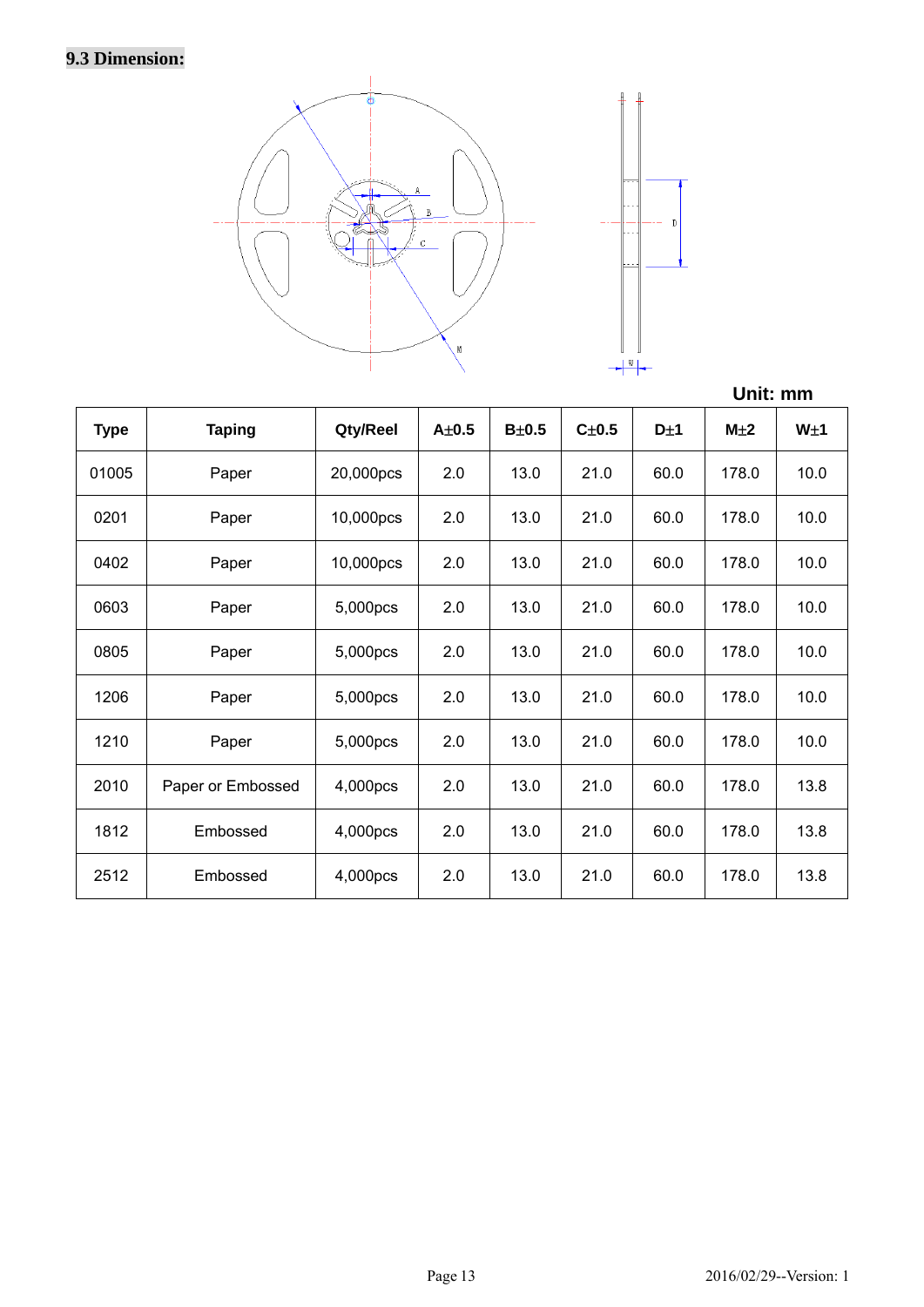**9.3 Dimension:**

Unit: mm

| Type | Taping | Qty/Reel | A±0.5 | B±0.5 | C±0.5 | D±1 | M±2 | W±1 |
|---|---|---|---|---|---|---|---|---|
| 01005 | Paper | 20,000pcs | 2.0 | 13.0 | 21.0 | 60.0 | 178.0 | 10.0 |
| 0201 | Paper | 10,000pcs | 2.0 | 13.0 | 21.0 | 60.0 | 178.0 | 10.0 |
| 0402 | Paper | 10,000pcs | 2.0 | 13.0 | 21.0 | 60.0 | 178.0 | 10.0 |
| 0603 | Paper | 5,000pcs | 2.0 | 13.0 | 21.0 | 60.0 | 178.0 | 10.0 |
| 0805 | Paper | 5,000pcs | 2.0 | 13.0 | 21.0 | 60.0 | 178.0 | 10.0 |
| 1206 | Paper | 5,000pcs | 2.0 | 13.0 | 21.0 | 60.0 | 178.0 | 10.0 |
| 1210 | Paper | 5,000pcs | 2.0 | 13.0 | 21.0 | 60.0 | 178.0 | 10.0 |
| 2010 | Paper or Embossed | 4,000pcs | 2.0 | 13.0 | 21.0 | 60.0 | 178.0 | 13.8 |
| 1812 | Embossed | 4,000pcs | 2.0 | 13.0 | 21.0 | 60.0 | 178.0 | 13.8 |
| 2512 | Embossed | 4,000pcs | 2.0 | 13.0 | 21.0 | 60.0 | 178.0 | 13.8 |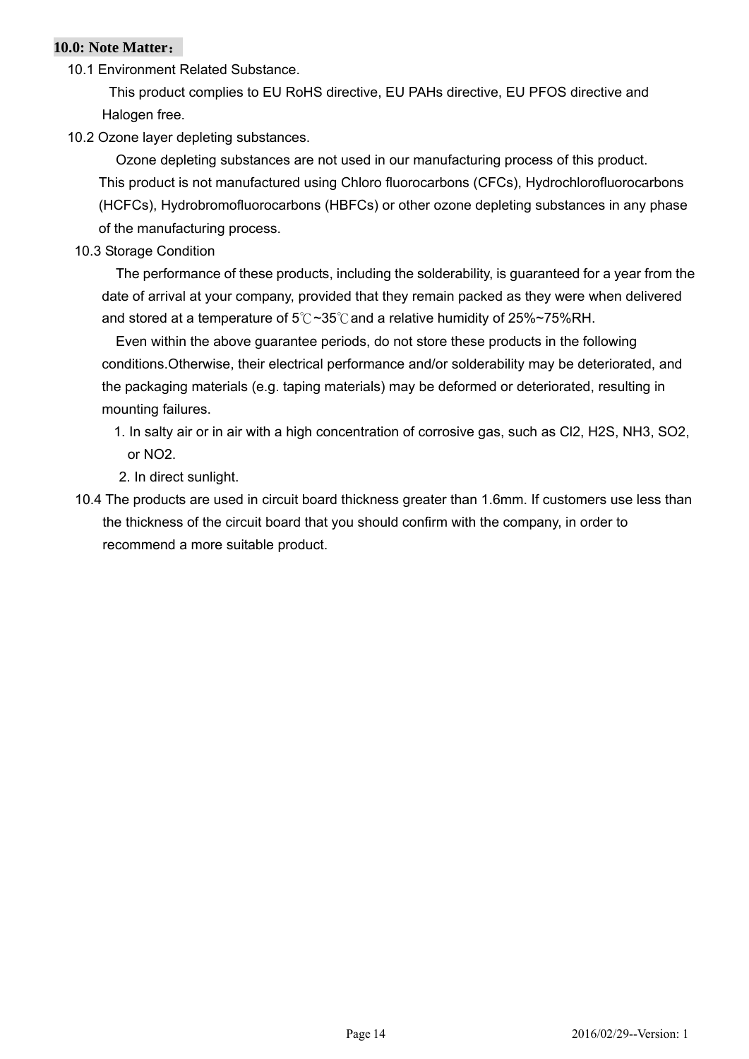## 10.0: Note Matter：

### 10.1 Environment Related Substance.

This product complies to EU RoHS directive, EU PAHs directive, EU PFOS directive and Halogen free.

### 10.2 Ozone layer depleting substances.

Ozone depleting substances are not used in our manufacturing process of this product. This product is not manufactured using Chloro fluorocarbons (CFCs), Hydrochlorofluorocarbons (HCFCs), Hydrobromofluorocarbons (HBFCs) or other ozone depleting substances in any phase of the manufacturing process.

### 10.3 Storage Condition

The performance of these products, including the solderability, is guaranteed for a year from the date of arrival at your company, provided that they remain packed as they were when delivered and stored at a temperature of 5℃~35℃ and a relative humidity of 25%~75%RH.

Even within the above guarantee periods, do not store these products in the following conditions.Otherwise, their electrical performance and/or solderability may be deteriorated, and the packaging materials (e.g. taping materials) may be deformed or deteriorated, resulting in mounting failures.

1. In salty air or in air with a high concentration of corrosive gas, such as $Cl_2$, $H_2S$, $NH_3$, $SO_2$, or $NO_2$.
2. In direct sunlight.

### 10.4

The products are used in circuit board thickness greater than 1.6mm. If customers use less than the thickness of the circuit board that you should confirm with the company, in order to recommend a more suitable product.